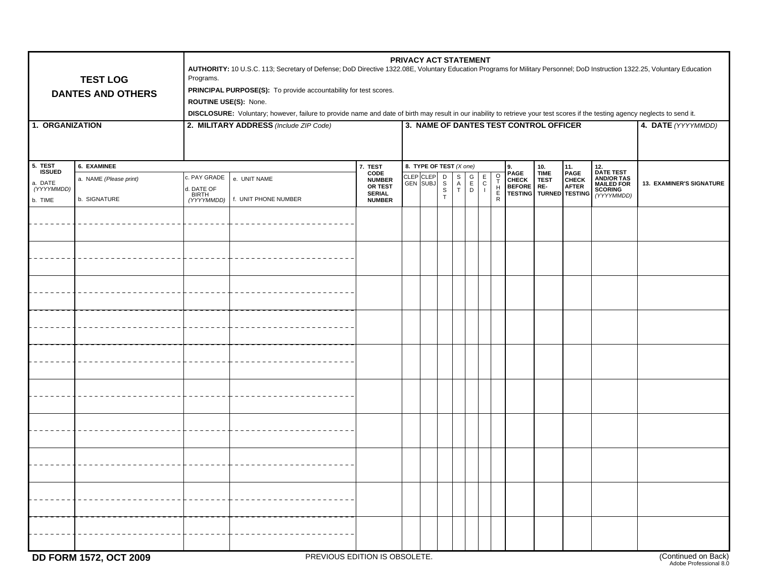# TEST LOG
## DANTES AND OTHERS

**PRIVACY ACT STATEMENT**

**AUTHORITY:** 10 U.S.C. 113; Secretary of Defense; DoD Directive 1322.08E, Voluntary Education Programs for Military Personnel; DoD Instruction 1322.25, Voluntary Education Programs.

**PRINCIPAL PURPOSE(S):** To provide accountability for test scores.

**ROUTINE USE(S):** None.

**DISCLOSURE:** Voluntary; however, failure to provide name and date of birth may result in our inability to retrieve your test scores if the testing agency neglects to send it.

| 1. ORGANIZATION | 2. MILITARY ADDRESS *(Include ZIP Code)* | 3. NAME OF DANTES TEST CONTROL OFFICER | 4. DATE *(YYYYMMDD)* |
|---|---|---|---|
| | | | |

| 5. TEST ISSUED a. DATE *(YYYYMMDD)* b. TIME | 6. EXAMINEE a. NAME *(Please print)* b. SIGNATURE | c. PAY GRADE d. DATE OF BIRTH *(YYYYMMDD)* | e. UNIT NAME f. UNIT PHONE NUMBER | 7. TEST CODE NUMBER OR TEST SERIAL NUMBER | 8. TYPE OF TEST *(X one)* CLEP GEN | CLEP SUBJ | DSST | SAT | GED | ECI | OTHER | 9. PAGE CHECK BEFORE TESTING | 10. TIME TEST RE-TURNED | 11. PAGE CHECK AFTER TESTING | 12. DATE TEST AND/OR TAS MAILED FOR SCORING *(YYYYMMDD)* | 13. EXAMINER'S SIGNATURE |
|---|---|---|---|---|---|---|---|---|---|---|---|---|---|---|---|---|
| | | | | | | | | | | | | | | | | |
| | | | | | | | | | | | | | | | | |
| | | | | | | | | | | | | | | | | |
| | | | | | | | | | | | | | | | | |
| | | | | | | | | | | | | | | | | |
| | | | | | | | | | | | | | | | | |
| | | | | | | | | | | | | | | | | |
| | | | | | | | | | | | | | | | | |
| | | | | | | | | | | | | | | | | |
| | | | | | | | | | | | | | | | | |

**DD FORM 1572, OCT 2009** PREVIOUS EDITION IS OBSOLETE. (Continued on Back)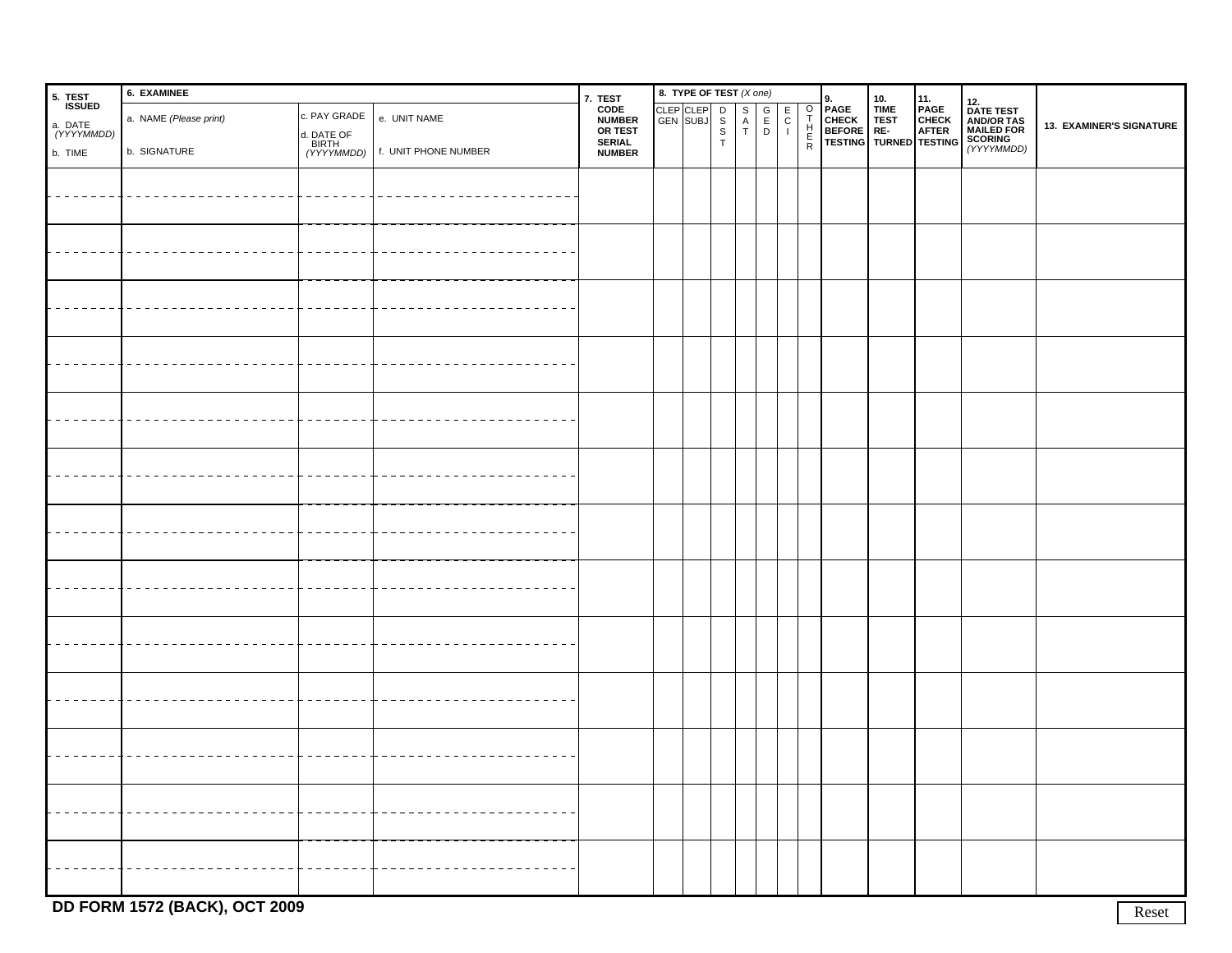| 5. TEST ISSUED<br>a. DATE *(YYYYMMDD)*<br>b. TIME | 6. EXAMINEE<br>a. NAME *(Please print)*<br>b. SIGNATURE | c. PAY GRADE<br>d. DATE OF BIRTH *(YYYYMMDD)* | e. UNIT NAME<br>f. UNIT PHONE NUMBER | 7. TEST CODE NUMBER OR TEST SERIAL NUMBER | 8. TYPE OF TEST *(X one)*<br>CLEP GEN | CLEP SUBJ | DSST | SAT | GED | ECI | OTHER | 9. PAGE CHECK BEFORE TESTING | 10. TIME TEST RE-TURNED | 11. PAGE CHECK AFTER TESTING | 12. DATE TEST AND/OR TAS MAILED FOR SCORING *(YYYYMMDD)* | 13. EXAMINER'S SIGNATURE |
|---|---|---|---|---|---|---|---|---|---|---|---|---|---|---|---|---|
| | | | | | | | | | | | | | | | | |
| | | | | | | | | | | | | | | | | |
| | | | | | | | | | | | | | | | | |
| | | | | | | | | | | | | | | | | |
| | | | | | | | | | | | | | | | | |
| | | | | | | | | | | | | | | | | |
| | | | | | | | | | | | | | | | | |
| | | | | | | | | | | | | | | | | |
| | | | | | | | | | | | | | | | | |
| | | | | | | | | | | | | | | | | |
| | | | | | | | | | | | | | | | | |
| | | | | | | | | | | | | | | | | |
| | | | | | | | | | | | | | | | | |

DD FORM 1572 (BACK), OCT 2009

Reset